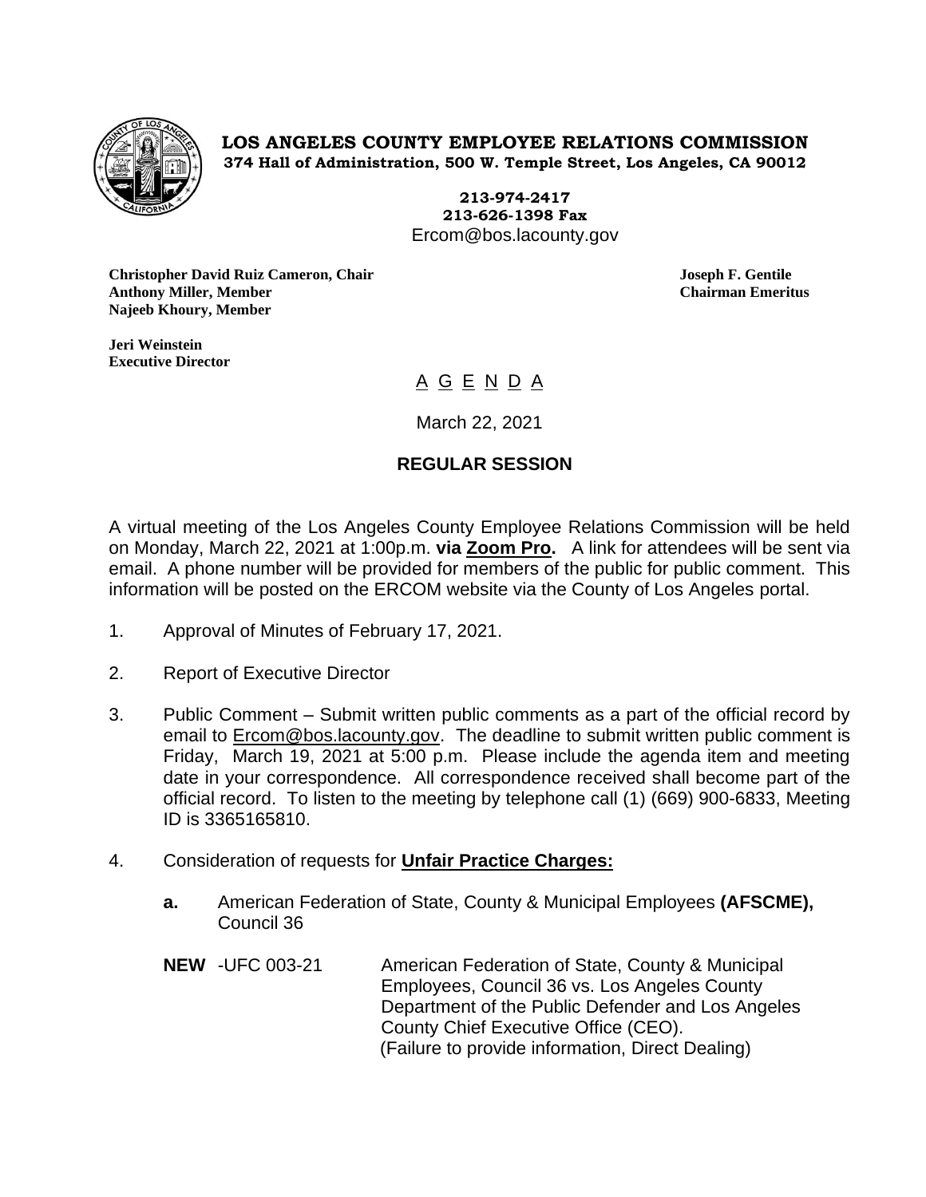**LOS ANGELES COUNTY EMPLOYEE RELATIONS COMMISSION**
**374 Hall of Administration, 500 W. Temple Street, Los Angeles, CA 90012**

**213-974-2417**
**213-626-1398 Fax**
Ercom@bos.lacounty.gov

**Christopher David Ruiz Cameron, Chair**
**Anthony Miller, Member**
**Najeeb Khoury, Member**

**Joseph F. Gentile**
**Chairman Emeritus**

**Jeri Weinstein**
**Executive Director**

# A G E N D A

March 22, 2021

## REGULAR SESSION

A virtual meeting of the Los Angeles County Employee Relations Commission will be held on Monday, March 22, 2021 at 1:00p.m. **via Zoom Pro.** A link for attendees will be sent via email. A phone number will be provided for members of the public for public comment. This information will be posted on the ERCOM website via the County of Los Angeles portal.

1. Approval of Minutes of February 17, 2021.

2. Report of Executive Director

3. Public Comment – Submit written public comments as a part of the official record by email to Ercom@bos.lacounty.gov. The deadline to submit written public comment is Friday, March 19, 2021 at 5:00 p.m. Please include the agenda item and meeting date in your correspondence. All correspondence received shall become part of the official record. To listen to the meeting by telephone call (1) (669) 900-6833, Meeting ID is 3365165810.

4. Consideration of requests for **Unfair Practice Charges:**

   **a.** American Federation of State, County & Municipal Employees **(AFSCME),** Council 36

   **NEW** -UFC 003-21 American Federation of State, County & Municipal Employees, Council 36 vs. Los Angeles County Department of the Public Defender and Los Angeles County Chief Executive Office (CEO).
   (Failure to provide information, Direct Dealing)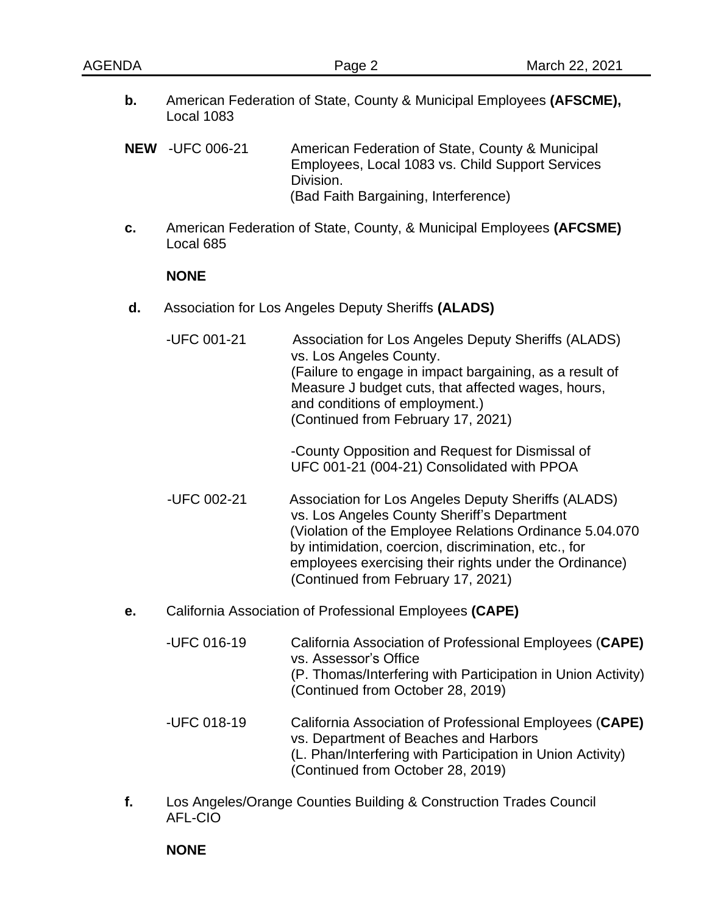**b.** American Federation of State, County & Municipal Employees **(AFSCME),** Local 1083

**NEW** -UFC 006-21 American Federation of State, County & Municipal Employees, Local 1083 vs. Child Support Services Division.
(Bad Faith Bargaining, Interference)

**c.** American Federation of State, County, & Municipal Employees **(AFCSME)** Local 685

**NONE**

**d.** Association for Los Angeles Deputy Sheriffs **(ALADS)**

-UFC 001-21 Association for Los Angeles Deputy Sheriffs (ALADS) vs. Los Angeles County.
(Failure to engage in impact bargaining, as a result of Measure J budget cuts, that affected wages, hours, and conditions of employment.)
(Continued from February 17, 2021)

-County Opposition and Request for Dismissal of UFC 001-21 (004-21) Consolidated with PPOA

-UFC 002-21 Association for Los Angeles Deputy Sheriffs (ALADS) vs. Los Angeles County Sheriff's Department
(Violation of the Employee Relations Ordinance 5.04.070 by intimidation, coercion, discrimination, etc., for employees exercising their rights under the Ordinance)
(Continued from February 17, 2021)

**e.** California Association of Professional Employees **(CAPE)**

-UFC 016-19 California Association of Professional Employees (**CAPE)** vs. Assessor's Office
(P. Thomas/Interfering with Participation in Union Activity)
(Continued from October 28, 2019)

-UFC 018-19 California Association of Professional Employees (**CAPE)** vs. Department of Beaches and Harbors
(L. Phan/Interfering with Participation in Union Activity)
(Continued from October 28, 2019)

**f.** Los Angeles/Orange Counties Building & Construction Trades Council AFL-CIO

**NONE**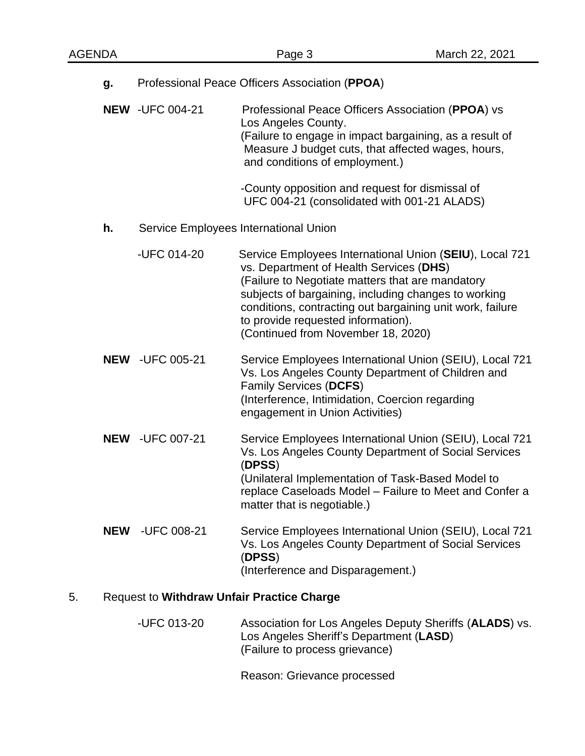**g.** Professional Peace Officers Association (**PPOA**)

**NEW** -UFC 004-21 Professional Peace Officers Association (**PPOA**) vs Los Angeles County.
(Failure to engage in impact bargaining, as a result of Measure J budget cuts, that affected wages, hours, and conditions of employment.)

-County opposition and request for dismissal of UFC 004-21 (consolidated with 001-21 ALADS)

**h.** Service Employees International Union

-UFC 014-20 Service Employees International Union (**SEIU**), Local 721 vs. Department of Health Services (**DHS**)
(Failure to Negotiate matters that are mandatory subjects of bargaining, including changes to working conditions, contracting out bargaining unit work, failure to provide requested information).
(Continued from November 18, 2020)

**NEW** -UFC 005-21 Service Employees International Union (SEIU), Local 721 Vs. Los Angeles County Department of Children and Family Services (**DCFS**)
(Interference, Intimidation, Coercion regarding engagement in Union Activities)

**NEW** -UFC 007-21 Service Employees International Union (SEIU), Local 721 Vs. Los Angeles County Department of Social Services (**DPSS**)
(Unilateral Implementation of Task-Based Model to replace Caseloads Model – Failure to Meet and Confer a matter that is negotiable.)

**NEW** -UFC 008-21 Service Employees International Union (SEIU), Local 721 Vs. Los Angeles County Department of Social Services (**DPSS**)
(Interference and Disparagement.)

5. Request to **Withdraw Unfair Practice Charge**

-UFC 013-20 Association for Los Angeles Deputy Sheriffs (**ALADS**) vs. Los Angeles Sheriff's Department (**LASD**)
(Failure to process grievance)

Reason: Grievance processed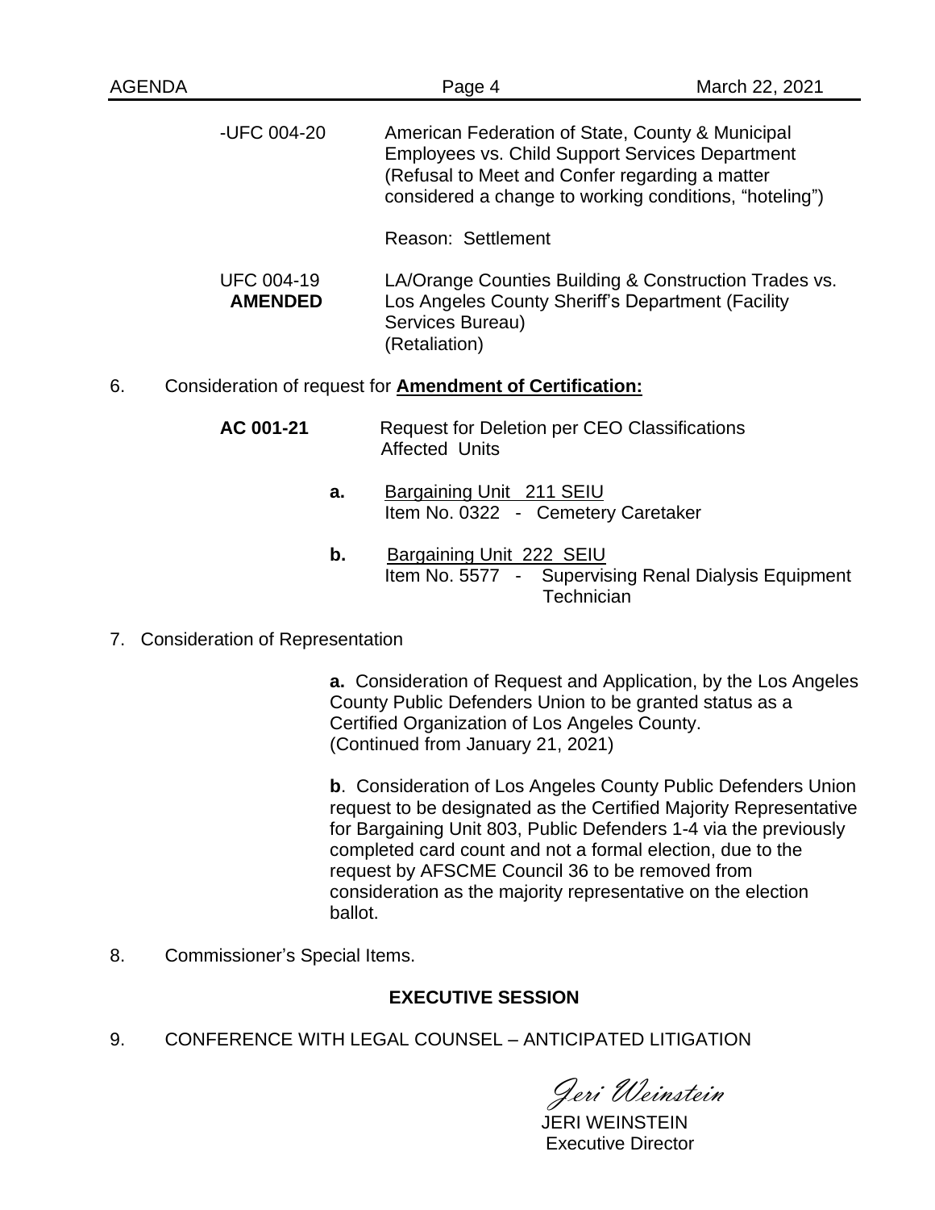-UFC 004-20 American Federation of State, County & Municipal Employees vs. Child Support Services Department (Refusal to Meet and Confer regarding a matter considered a change to working conditions, "hoteling")

Reason: Settlement

UFC 004-19 **AMENDED** LA/Orange Counties Building & Construction Trades vs. Los Angeles County Sheriff's Department (Facility Services Bureau) (Retaliation)

6. Consideration of request for **<u>Amendment of Certification:</u>**

**AC 001-21** Request for Deletion per CEO Classifications Affected Units

**a.** <u>Bargaining Unit 211 SEIU</u>
Item No. 0322 - Cemetery Caretaker

**b.** <u>Bargaining Unit 222 SEIU</u>
Item No. 5577 - Supervising Renal Dialysis Equipment Technician

7. Consideration of Representation

**a.** Consideration of Request and Application, by the Los Angeles County Public Defenders Union to be granted status as a Certified Organization of Los Angeles County. (Continued from January 21, 2021)

**b**. Consideration of Los Angeles County Public Defenders Union request to be designated as the Certified Majority Representative for Bargaining Unit 803, Public Defenders 1-4 via the previously completed card count and not a formal election, due to the request by AFSCME Council 36 to be removed from consideration as the majority representative on the election ballot.

8. Commissioner's Special Items.

## EXECUTIVE SESSION

9. CONFERENCE WITH LEGAL COUNSEL – ANTICIPATED LITIGATION

*Jeri Weinstein*

JERI WEINSTEIN
Executive Director